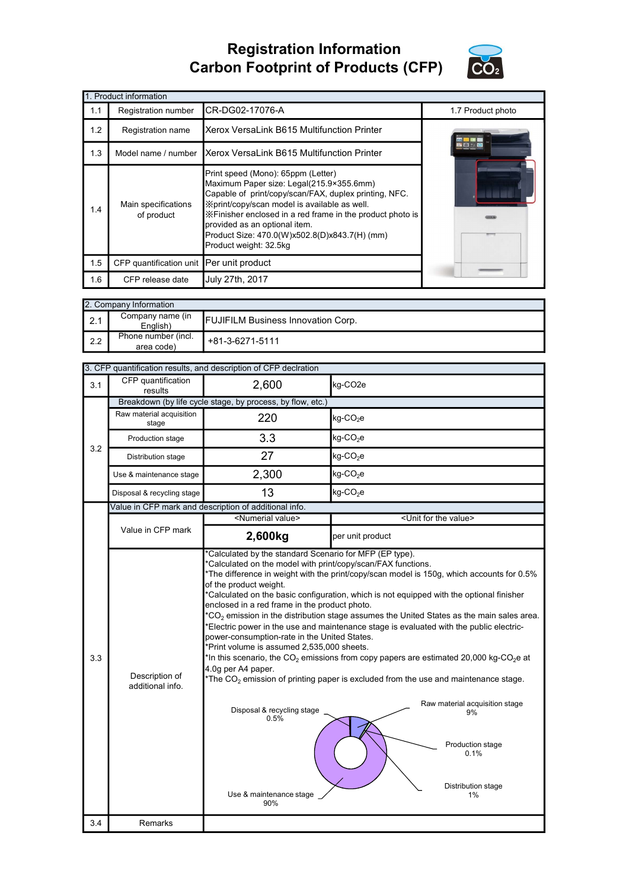# Registration Information
# Carbon Footprint of Products (CFP)

| 1. Product information | | |
|---|---|---|
| 1.1 | Registration number | CR-DG02-17076-A |
| 1.2 | Registration name | Xerox VersaLink B615 Multifunction Printer |
| 1.3 | Model name / number | Xerox VersaLink B615 Multifunction Printer |
| 1.4 | Main specifications of product | Print speed (Mono): 65ppm (Letter)<br>Maximum Paper size: Legal(215.9×355.6mm)<br>Capable of print/copy/scan/FAX, duplex printing, NFC.<br>※print/copy/scan model is available as well.<br>※Finisher enclosed in a red frame in the product photo is provided as an optional item.<br>Product Size: 470.0(W)x502.8(D)x843.7(H) (mm)<br>Product weight: 32.5kg |
| 1.5 | CFP quantification unit | Per unit product |
| 1.6 | CFP release date | July 27th, 2017 |
| 1.7 | Product photo | |

| 2. Company Information | | |
|---|---|---|
| 2.1 | Company name (in English) | FUJIFILM Business Innovation Corp. |
| 2.2 | Phone number (incl. area code) | +81-3-6271-5111 |

| 3. CFP quantification results, and description of CFP declration | | | |
|---|---|---|---|
| 3.1 | CFP quantification results | 2,600 | kg-CO2e |
| 3.2 | Breakdown (by life cycle stage, by process, by flow, etc.) | | |
| | Raw material acquisition stage | 220 | kg-$CO_2$e |
| | Production stage | 3.3 | kg-$CO_2$e |
| | Distribution stage | 27 | kg-$CO_2$e |
| | Use & maintenance stage | 2,300 | kg-$CO_2$e |
| | Disposal & recycling stage | 13 | kg-$CO_2$e |
| 3.3 | Value in CFP mark and description of additional info. | | |
| | Value in CFP mark | <Numerial value> | <Unit for the value> |
| | | **2,600kg** | per unit product |
| | Description of additional info. | *Calculated by the standard Scenario for MFP (EP type).<br>*Calculated on the model with print/copy/scan/FAX functions.<br>*The difference in weight with the print/copy/scan model is 150g, which accounts for 0.5% of the product weight.<br>*Calculated on the basic configuration, which is not equipped with the optional finisher enclosed in a red frame in the product photo.<br>*$CO_2$ emission in the distribution stage assumes the United States as the main sales area.<br>*Electric power in the use and maintenance stage is evaluated with the public electric-power-consumption-rate in the United States.<br>*Print volume is assumed 2,535,000 sheets.<br>*In this scenario, the $CO_2$ emissions from copy papers are estimated 20,000 kg-$CO_2$e at 4.0g per A4 paper.<br>*The $CO_2$ emission of printing paper is excluded from the use and maintenance stage.<br><br>Raw material acquisition stage 9%<br>Production stage 0.1%<br>Distribution stage 1%<br>Use & maintenance stage 90%<br>Disposal & recycling stage 0.5% | |
| 3.4 | Remarks | | |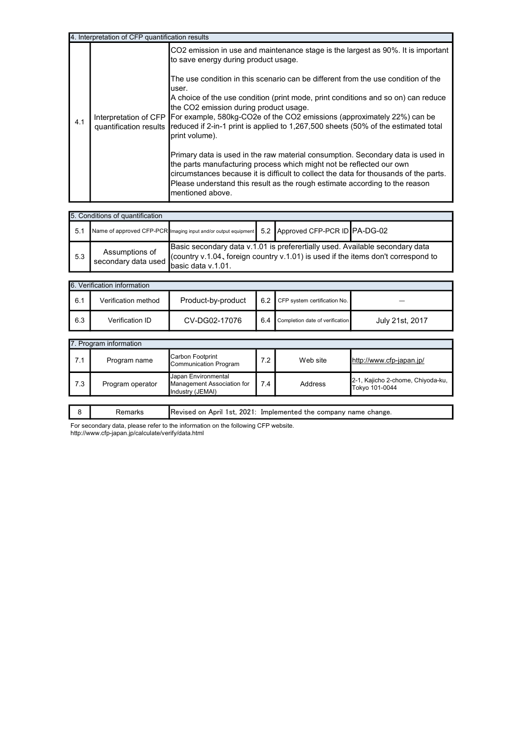## 4. Interpretation of CFP quantification results

| | | |
|---|---|---|
| 4.1 | Interpretation of CFP quantification results | $CO_2$ emission in use and maintenance stage is the largest as 90%. It is important to save energy during product usage.<br><br>The use condition in this scenario can be different from the use condition of the user.<br>A choice of the use condition (print mode, print conditions and so on) can reduce the $CO_2$ emission during product usage.<br>For example, 580kg-$CO_2e$ of the $CO_2$ emissions (approximately 22%) can be reduced if 2-in-1 print is applied to 1,267,500 sheets (50% of the estimated total print volume).<br><br>Primary data is used in the raw material consumption. Secondary data is used in the parts manufacturing process which might not be reflected our own circumstances because it is difficult to collect the data for thousands of the parts. Please understand this result as the rough estimate according to the reason mentioned above. |

## 5. Conditions of quantification

| | | | | | |
|---|---|---|---|---|---|
| 5.1 | Name of approved CFP-PCR | Imaging input and/or output equipment | 5.2 | Approved CFP-PCR ID | PA-DG-02 |
| 5.3 | Assumptions of secondary data used | Basic secondary data v.1.01 is preferertially used. Available secondary data (country v.1.04、foreign country v.1.01) is used if the items don't correspond to basic data v.1.01. | | | |

## 6. Verification information

| | | | | | |
|---|---|---|---|---|---|
| 6.1 | Verification method | Product-by-product | 6.2 | CFP system certification No. | — |
| 6.3 | Verification ID | CV-DG02-17076 | 6.4 | Completion date of verification | July 21st, 2017 |

## 7. Program information

| | | | | | |
|---|---|---|---|---|---|
| 7.1 | Program name | Carbon Footprint Communication Program | 7.2 | Web site | http://www.cfp-japan.jp/ |
| 7.3 | Program operator | Japan Environmental Management Association for Industry (JEMAI) | 7.4 | Address | 2-1, Kajicho 2-chome, Chiyoda-ku, Tokyo 101-0044 |

| | | |
|---|---|---|
| 8 | Remarks | Revised on April 1st, 2021: Implemented the company name change. |

For secondary data, please refer to the information on the following CFP website.
http://www.cfp-japan.jp/calculate/verify/data.html